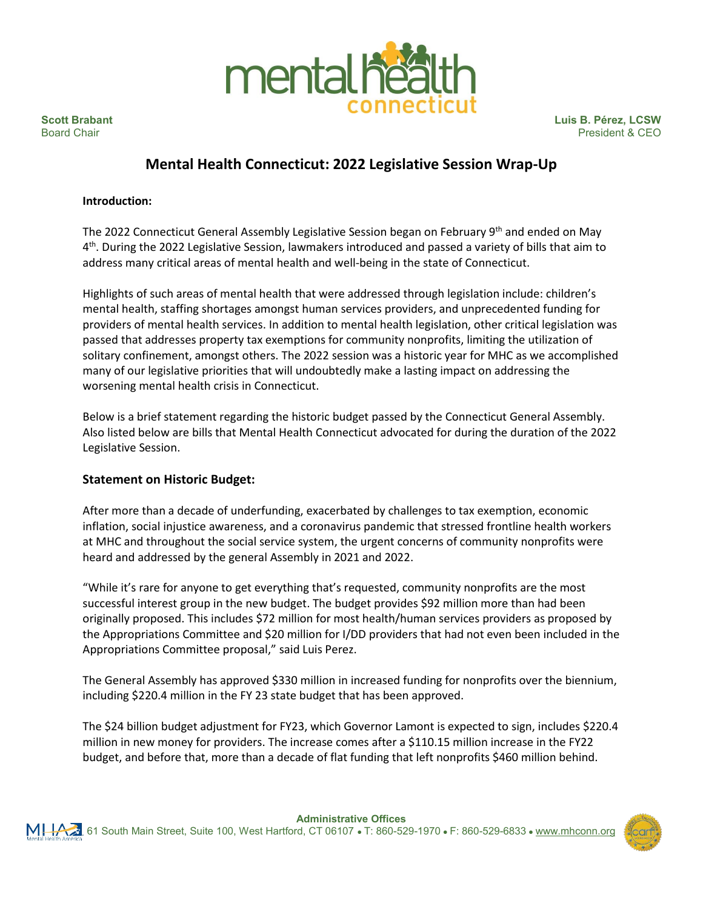**Scott Brabant**
Board Chair

**Luis B. Pérez, LCSW**
President & CEO

# Mental Health Connecticut: 2022 Legislative Session Wrap-Up

**Introduction:**

The 2022 Connecticut General Assembly Legislative Session began on February 9th and ended on May 4th. During the 2022 Legislative Session, lawmakers introduced and passed a variety of bills that aim to address many critical areas of mental health and well-being in the state of Connecticut.

Highlights of such areas of mental health that were addressed through legislation include: children's mental health, staffing shortages amongst human services providers, and unprecedented funding for providers of mental health services. In addition to mental health legislation, other critical legislation was passed that addresses property tax exemptions for community nonprofits, limiting the utilization of solitary confinement, amongst others. The 2022 session was a historic year for MHC as we accomplished many of our legislative priorities that will undoubtedly make a lasting impact on addressing the worsening mental health crisis in Connecticut.

Below is a brief statement regarding the historic budget passed by the Connecticut General Assembly. Also listed below are bills that Mental Health Connecticut advocated for during the duration of the 2022 Legislative Session.

## Statement on Historic Budget:

After more than a decade of underfunding, exacerbated by challenges to tax exemption, economic inflation, social injustice awareness, and a coronavirus pandemic that stressed frontline health workers at MHC and throughout the social service system, the urgent concerns of community nonprofits were heard and addressed by the general Assembly in 2021 and 2022.

"While it's rare for anyone to get everything that's requested, community nonprofits are the most successful interest group in the new budget. The budget provides $92 million more than had been originally proposed. This includes $72 million for most health/human services providers as proposed by the Appropriations Committee and $20 million for I/DD providers that had not even been included in the Appropriations Committee proposal," said Luis Perez.

The General Assembly has approved $330 million in increased funding for nonprofits over the biennium, including $220.4 million in the FY 23 state budget that has been approved.

The $24 billion budget adjustment for FY23, which Governor Lamont is expected to sign, includes $220.4 million in new money for providers. The increase comes after a $110.15 million increase in the FY22 budget, and before that, more than a decade of flat funding that left nonprofits $460 million behind.

**Administrative Offices**
61 South Main Street, Suite 100, West Hartford, CT 06107 • T: 860-529-1970 • F: 860-529-6833 • www.mhconn.org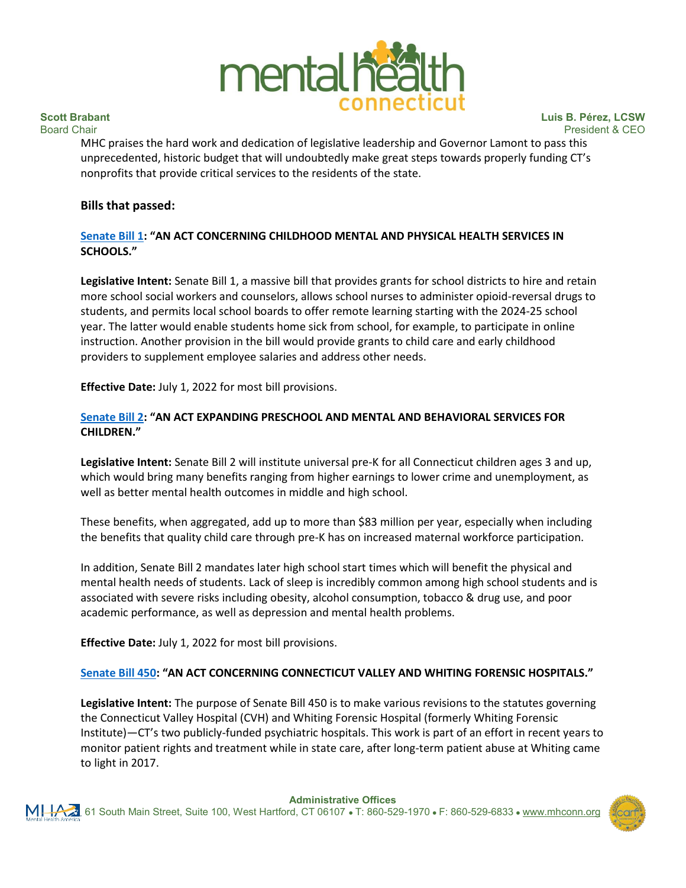MHC praises the hard work and dedication of legislative leadership and Governor Lamont to pass this unprecedented, historic budget that will undoubtedly make great steps towards properly funding CT's nonprofits that provide critical services to the residents of the state.

### Bills that passed:

**Senate Bill 1: "AN ACT CONCERNING CHILDHOOD MENTAL AND PHYSICAL HEALTH SERVICES IN SCHOOLS."**

**Legislative Intent:** Senate Bill 1, a massive bill that provides grants for school districts to hire and retain more school social workers and counselors, allows school nurses to administer opioid-reversal drugs to students, and permits local school boards to offer remote learning starting with the 2024-25 school year. The latter would enable students home sick from school, for example, to participate in online instruction. Another provision in the bill would provide grants to child care and early childhood providers to supplement employee salaries and address other needs.

**Effective Date:** July 1, 2022 for most bill provisions.

**Senate Bill 2: "AN ACT EXPANDING PRESCHOOL AND MENTAL AND BEHAVIORAL SERVICES FOR CHILDREN."**

**Legislative Intent:** Senate Bill 2 will institute universal pre-K for all Connecticut children ages 3 and up, which would bring many benefits ranging from higher earnings to lower crime and unemployment, as well as better mental health outcomes in middle and high school.

These benefits, when aggregated, add up to more than $83 million per year, especially when including the benefits that quality child care through pre-K has on increased maternal workforce participation.

In addition, Senate Bill 2 mandates later high school start times which will benefit the physical and mental health needs of students. Lack of sleep is incredibly common among high school students and is associated with severe risks including obesity, alcohol consumption, tobacco & drug use, and poor academic performance, as well as depression and mental health problems.

**Effective Date:** July 1, 2022 for most bill provisions.

**Senate Bill 450: "AN ACT CONCERNING CONNECTICUT VALLEY AND WHITING FORENSIC HOSPITALS."**

**Legislative Intent:** The purpose of Senate Bill 450 is to make various revisions to the statutes governing the Connecticut Valley Hospital (CVH) and Whiting Forensic Hospital (formerly Whiting Forensic Institute)—CT's two publicly-funded psychiatric hospitals. This work is part of an effort in recent years to monitor patient rights and treatment while in state care, after long-term patient abuse at Whiting came to light in 2017.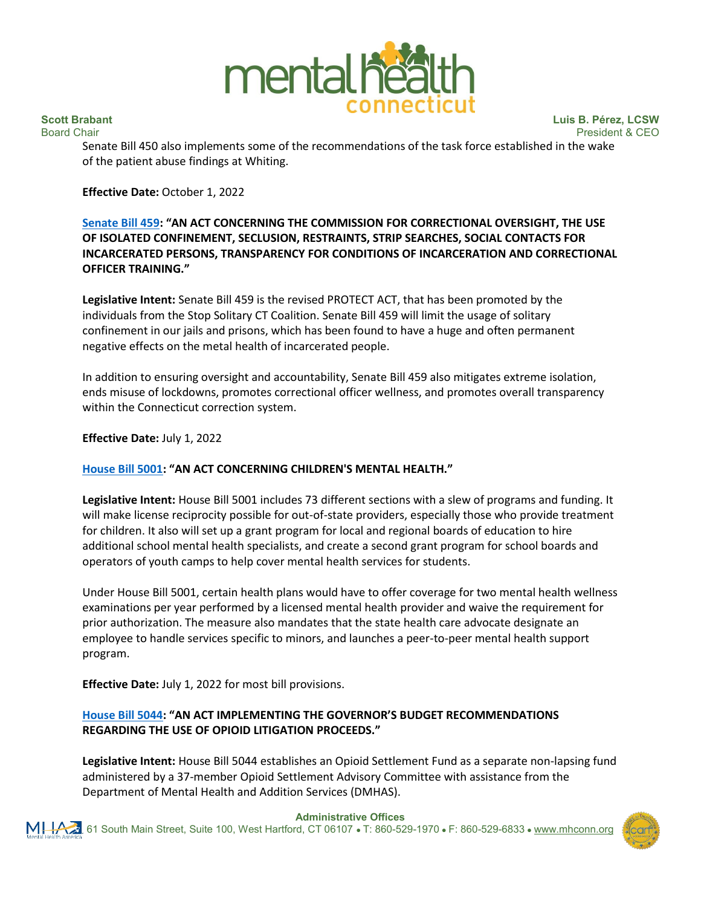Senate Bill 450 also implements some of the recommendations of the task force established in the wake of the patient abuse findings at Whiting.

**Effective Date:** October 1, 2022

**[Senate Bill 459](#): "AN ACT CONCERNING THE COMMISSION FOR CORRECTIONAL OVERSIGHT, THE USE OF ISOLATED CONFINEMENT, SECLUSION, RESTRAINTS, STRIP SEARCHES, SOCIAL CONTACTS FOR INCARCERATED PERSONS, TRANSPARENCY FOR CONDITIONS OF INCARCERATION AND CORRECTIONAL OFFICER TRAINING."**

**Legislative Intent:** Senate Bill 459 is the revised PROTECT ACT, that has been promoted by the individuals from the Stop Solitary CT Coalition. Senate Bill 459 will limit the usage of solitary confinement in our jails and prisons, which has been found to have a huge and often permanent negative effects on the metal health of incarcerated people.

In addition to ensuring oversight and accountability, Senate Bill 459 also mitigates extreme isolation, ends misuse of lockdowns, promotes correctional officer wellness, and promotes overall transparency within the Connecticut correction system.

**Effective Date:** July 1, 2022

**[House Bill 5001](#): "AN ACT CONCERNING CHILDREN'S MENTAL HEALTH."**

**Legislative Intent:** House Bill 5001 includes 73 different sections with a slew of programs and funding. It will make license reciprocity possible for out-of-state providers, especially those who provide treatment for children. It also will set up a grant program for local and regional boards of education to hire additional school mental health specialists, and create a second grant program for school boards and operators of youth camps to help cover mental health services for students.

Under House Bill 5001, certain health plans would have to offer coverage for two mental health wellness examinations per year performed by a licensed mental health provider and waive the requirement for prior authorization. The measure also mandates that the state health care advocate designate an employee to handle services specific to minors, and launches a peer-to-peer mental health support program.

**Effective Date:** July 1, 2022 for most bill provisions.

**[House Bill 5044](#): "AN ACT IMPLEMENTING THE GOVERNOR'S BUDGET RECOMMENDATIONS REGARDING THE USE OF OPIOID LITIGATION PROCEEDS."**

**Legislative Intent:** House Bill 5044 establishes an Opioid Settlement Fund as a separate non-lapsing fund administered by a 37-member Opioid Settlement Advisory Committee with assistance from the Department of Mental Health and Addition Services (DMHAS).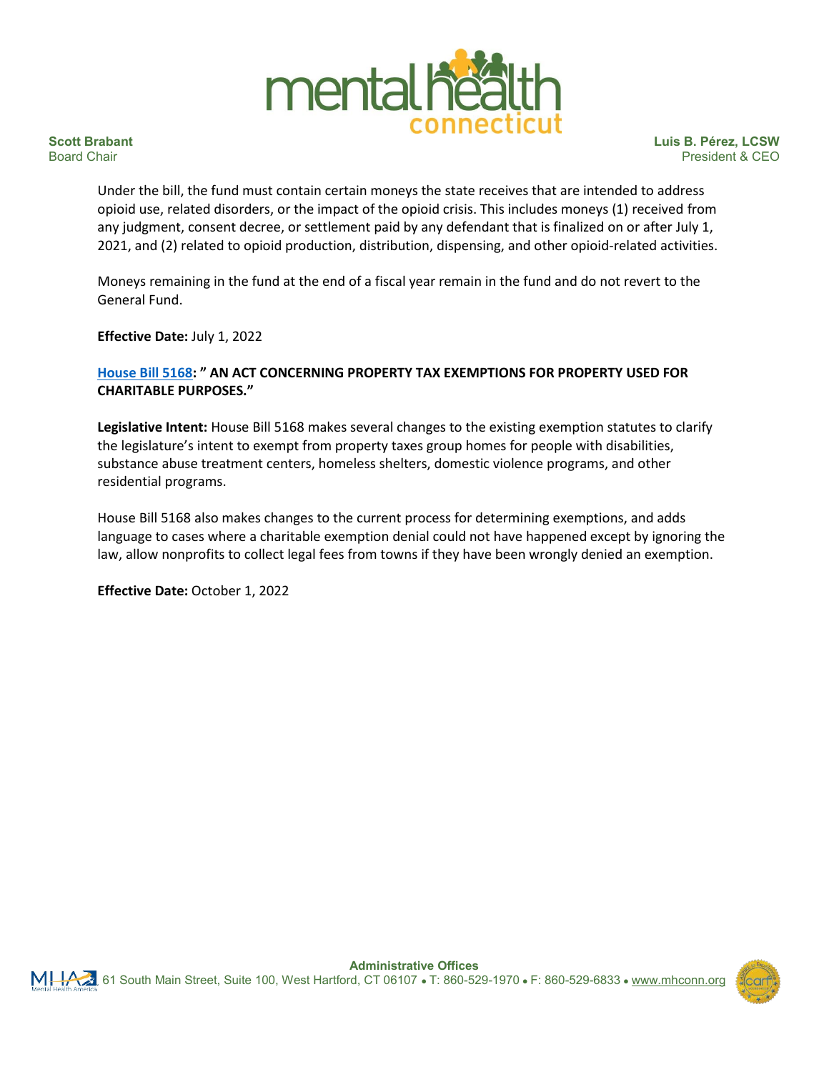Under the bill, the fund must contain certain moneys the state receives that are intended to address opioid use, related disorders, or the impact of the opioid crisis. This includes moneys (1) received from any judgment, consent decree, or settlement paid by any defendant that is finalized on or after July 1, 2021, and (2) related to opioid production, distribution, dispensing, and other opioid-related activities.

Moneys remaining in the fund at the end of a fiscal year remain in the fund and do not revert to the General Fund.

**Effective Date:** July 1, 2022

**House Bill 5168: " AN ACT CONCERNING PROPERTY TAX EXEMPTIONS FOR PROPERTY USED FOR CHARITABLE PURPOSES."**

**Legislative Intent:** House Bill 5168 makes several changes to the existing exemption statutes to clarify the legislature's intent to exempt from property taxes group homes for people with disabilities, substance abuse treatment centers, homeless shelters, domestic violence programs, and other residential programs.

House Bill 5168 also makes changes to the current process for determining exemptions, and adds language to cases where a charitable exemption denial could not have happened except by ignoring the law, allow nonprofits to collect legal fees from towns if they have been wrongly denied an exemption.

**Effective Date:** October 1, 2022